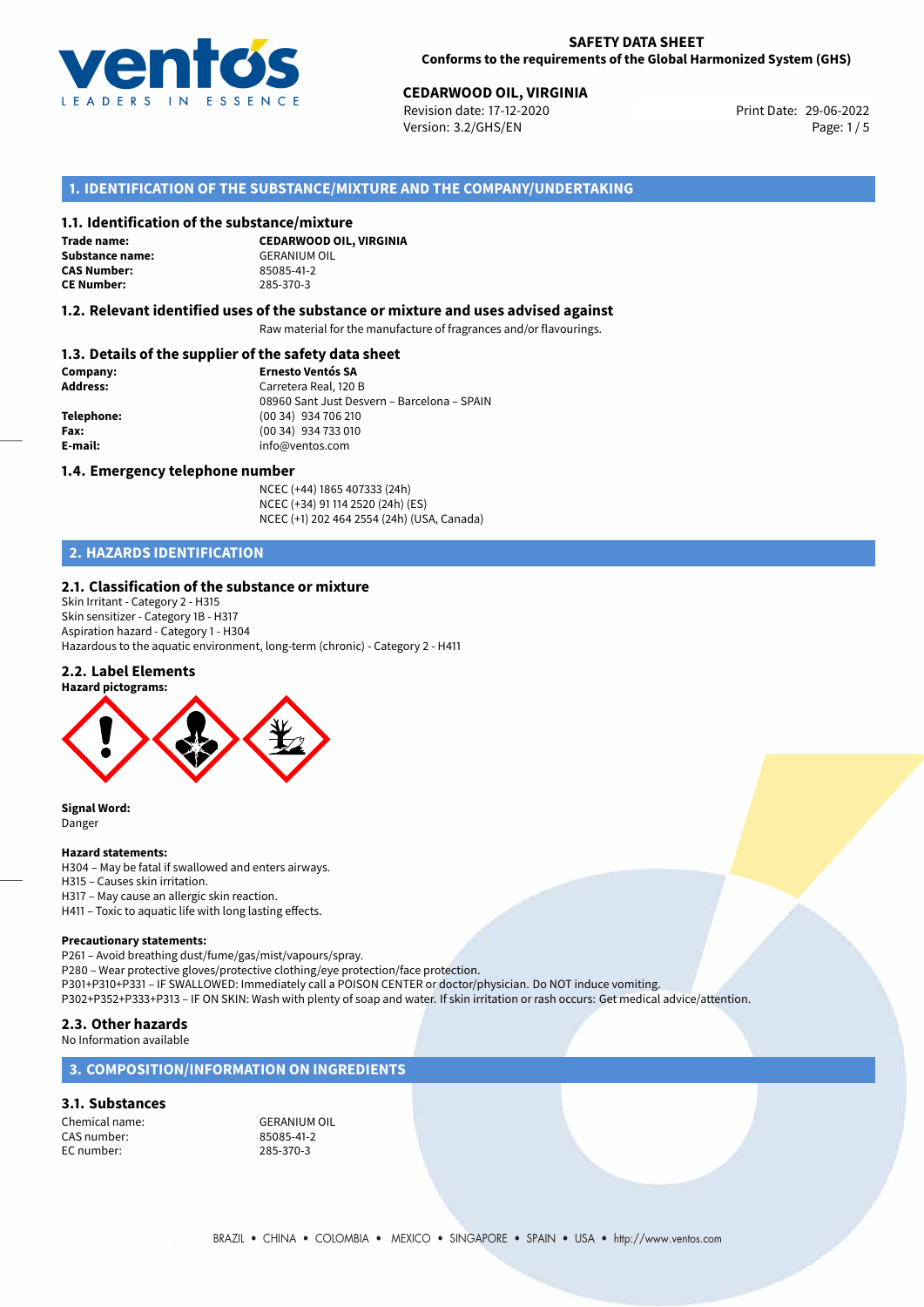**SAFETY DATA SHEET**
**Conforms to the requirements of the Global Harmonized System (GHS)**

**CEDARWOOD OIL, VIRGINIA**
Revision date: 17-12-2020
Version: 3.2/GHS/EN
Print Date: 29-06-2022

## 1. IDENTIFICATION OF THE SUBSTANCE/MIXTURE AND THE COMPANY/UNDERTAKING

### 1.1. Identification of the substance/mixture

**Trade name:** **CEDARWOOD OIL, VIRGINIA**
**Substance name:** GERANIUM OIL
**CAS Number:** 85085-41-2
**CE Number:** 285-370-3

### 1.2. Relevant identified uses of the substance or mixture and uses advised against

Raw material for the manufacture of fragrances and/or flavourings.

### 1.3. Details of the supplier of the safety data sheet

**Company:** **Ernesto Ventós SA**
**Address:** Carretera Real, 120 B
08960 Sant Just Desvern – Barcelona – SPAIN
**Telephone:** (00 34) 934 706 210
**Fax:** (00 34) 934 733 010
**E-mail:** info@ventos.com

### 1.4. Emergency telephone number

NCEC (+44) 1865 407333 (24h)
NCEC (+34) 91 114 2520 (24h) (ES)
NCEC (+1) 202 464 2554 (24h) (USA, Canada)

## 2. HAZARDS IDENTIFICATION

### 2.1. Classification of the substance or mixture

Skin Irritant - Category 2 - H315
Skin sensitizer - Category 1B - H317
Aspiration hazard - Category 1 - H304
Hazardous to the aquatic environment, long-term (chronic) - Category 2 - H411

### 2.2. Label Elements

**Hazard pictograms:**

**Signal Word:**
Danger

**Hazard statements:**
H304 – May be fatal if swallowed and enters airways.
H315 – Causes skin irritation.
H317 – May cause an allergic skin reaction.
H411 – Toxic to aquatic life with long lasting effects.

**Precautionary statements:**
P261 – Avoid breathing dust/fume/gas/mist/vapours/spray.
P280 – Wear protective gloves/protective clothing/eye protection/face protection.
P301+P310+P331 – IF SWALLOWED: Immediately call a POISON CENTER or doctor/physician. Do NOT induce vomiting.
P302+P352+P333+P313 – IF ON SKIN: Wash with plenty of soap and water. If skin irritation or rash occurs: Get medical advice/attention.

### 2.3. Other hazards

No Information available

## 3. COMPOSITION/INFORMATION ON INGREDIENTS

### 3.1. Substances

Chemical name: GERANIUM OIL
CAS number: 85085-41-2
EC number: 285-370-3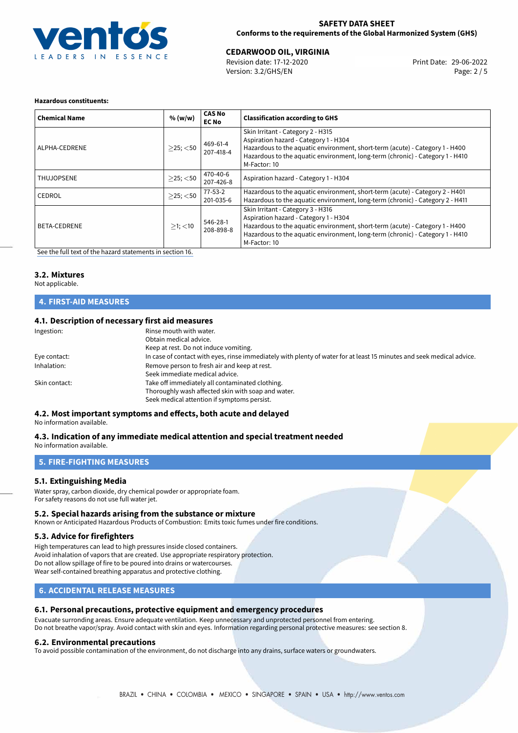**Hazardous constituents:**

| Chemical Name | % (w/w) | CAS No<br>EC No | Classification according to GHS |
|---|---|---|---|
| ALPHA-CEDRENE | $\geq$25; <50 | 469-61-4<br>207-418-4 | Skin Irritant - Category 2 - H315<br>Aspiration hazard - Category 1 - H304<br>Hazardous to the aquatic environment, short-term (acute) - Category 1 - H400<br>Hazardous to the aquatic environment, long-term (chronic) - Category 1 - H410<br>M-Factor: 10 |
| THUJOPSENE | $\geq$25; <50 | 470-40-6<br>207-426-8 | Aspiration hazard - Category 1 - H304 |
| CEDROL | $\geq$25; <50 | 77-53-2<br>201-035-6 | Hazardous to the aquatic environment, short-term (acute) - Category 2 - H401<br>Hazardous to the aquatic environment, long-term (chronic) - Category 2 - H411 |
| BETA-CEDRENE | $\geq$1; <10 | 546-28-1<br>208-898-8 | Skin Irritant - Category 3 - H316<br>Aspiration hazard - Category 1 - H304<br>Hazardous to the aquatic environment, short-term (acute) - Category 1 - H400<br>Hazardous to the aquatic environment, long-term (chronic) - Category 1 - H410<br>M-Factor: 10 |

See the full text of the hazard statements in section 16.

### 3.2. Mixtures

Not applicable.

## 4. FIRST-AID MEASURES

### 4.1. Description of necessary first aid measures

Ingestion: Rinse mouth with water.
Obtain medical advice.
Keep at rest. Do not induce vomiting.

Eye contact: In case of contact with eyes, rinse immediately with plenty of water for at least 15 minutes and seek medical advice.

Inhalation: Remove person to fresh air and keep at rest.
Seek immediate medical advice.

Skin contact: Take off immediately all contaminated clothing.
Thoroughly wash affected skin with soap and water.
Seek medical attention if symptoms persist.

### 4.2. Most important symptoms and effects, both acute and delayed

No information available.

### 4.3. Indication of any immediate medical attention and special treatment needed

No information available.

## 5. FIRE-FIGHTING MEASURES

### 5.1. Extinguishing Media

Water spray, carbon dioxide, dry chemical powder or appropriate foam.
For safety reasons do not use full water jet.

### 5.2. Special hazards arising from the substance or mixture

Known or Anticipated Hazardous Products of Combustion: Emits toxic fumes under fire conditions.

### 5.3. Advice for firefighters

High temperatures can lead to high pressures inside closed containers.
Avoid inhalation of vapors that are created. Use appropriate respiratory protection.
Do not allow spillage of fire to be poured into drains or watercourses.
Wear self-contained breathing apparatus and protective clothing.

## 6. ACCIDENTAL RELEASE MEASURES

### 6.1. Personal precautions, protective equipment and emergency procedures

Evacuate surronding areas. Ensure adequate ventilation. Keep unnecessary and unprotected personnel from entering.
Do not breathe vapor/spray. Avoid contact with skin and eyes. Information regarding personal protective measures: see section 8.

### 6.2. Environmental precautions

To avoid possible contamination of the environment, do not discharge into any drains, surface waters or groundwaters.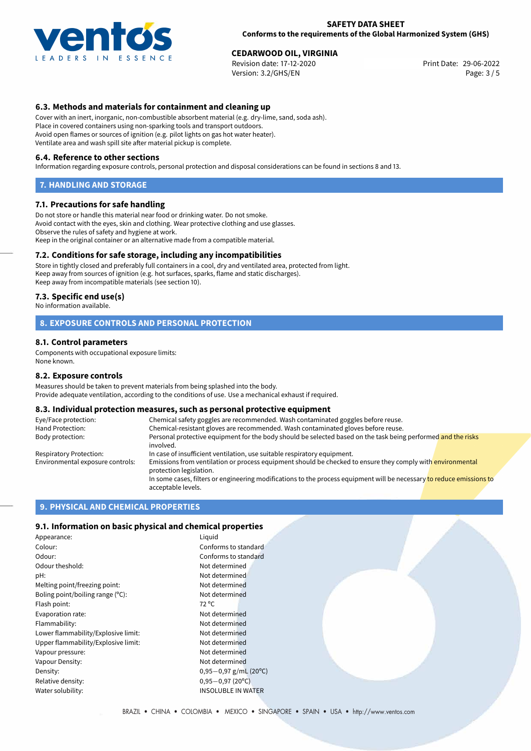### 6.3. Methods and materials for containment and cleaning up

Cover with an inert, inorganic, non-combustible absorbent material (e.g. dry-lime, sand, soda ash).
Place in covered containers using non-sparking tools and transport outdoors.
Avoid open flames or sources of ignition (e.g. pilot lights on gas hot water heater).
Ventilate area and wash spill site after material pickup is complete.

### 6.4. Reference to other sections

Information regarding exposure controls, personal protection and disposal considerations can be found in sections 8 and 13.

## 7. HANDLING AND STORAGE

### 7.1. Precautions for safe handling

Do not store or handle this material near food or drinking water. Do not smoke.
Avoid contact with the eyes, skin and clothing. Wear protective clothing and use glasses.
Observe the rules of safety and hygiene at work.
Keep in the original container or an alternative made from a compatible material.

### 7.2. Conditions for safe storage, including any incompatibilities

Store in tightly closed and preferably full containers in a cool, dry and ventilated area, protected from light.
Keep away from sources of ignition (e.g. hot surfaces, sparks, flame and static discharges).
Keep away from incompatible materials (see section 10).

### 7.3. Specific end use(s)

No information available.

## 8. EXPOSURE CONTROLS AND PERSONAL PROTECTION

### 8.1. Control parameters

Components with occupational exposure limits:
None known.

### 8.2. Exposure controls

Measures should be taken to prevent materials from being splashed into the body.
Provide adequate ventilation, according to the conditions of use. Use a mechanical exhaust if required.

### 8.3. Individual protection measures, such as personal protective equipment

| | |
|---|---|
| Eye/Face protection: | Chemical safety goggles are recommended. Wash contaminated goggles before reuse. |
| Hand Protection: | Chemical-resistant gloves are recommended. Wash contaminated gloves before reuse. |
| Body protection: | Personal protective equipment for the body should be selected based on the task being performed and the risks involved. |
| Respiratory Protection: | In case of insufficient ventilation, use suitable respiratory equipment. |
| Environmental exposure controls: | Emissions from ventilation or process equipment should be checked to ensure they comply with environmental protection legislation. In some cases, filters or engineering modifications to the process equipment will be necessary to reduce emissions to acceptable levels. |

## 9. PHYSICAL AND CHEMICAL PROPERTIES

### 9.1. Information on basic physical and chemical properties

| | |
|---|---|
| Appearance: | Liquid |
| Colour: | Conforms to standard |
| Odour: | Conforms to standard |
| Odour theshold: | Not determined |
| pH: | Not determined |
| Melting point/freezing point: | Not determined |
| Boling point/boiling range (°C): | Not determined |
| Flash point: | 72 °C |
| Evaporation rate: | Not determined |
| Flammability: | Not determined |
| Lower flammability/Explosive limit: | Not determined |
| Upper flammability/Explosive limit: | Not determined |
| Vapour pressure: | Not determined |
| Vapour Density: | Not determined |
| Density: | 0,95−0,97 g/mL (20°C) |
| Relative density: | 0,95−0,97 (20°C) |
| Water solubility: | INSOLUBLE IN WATER |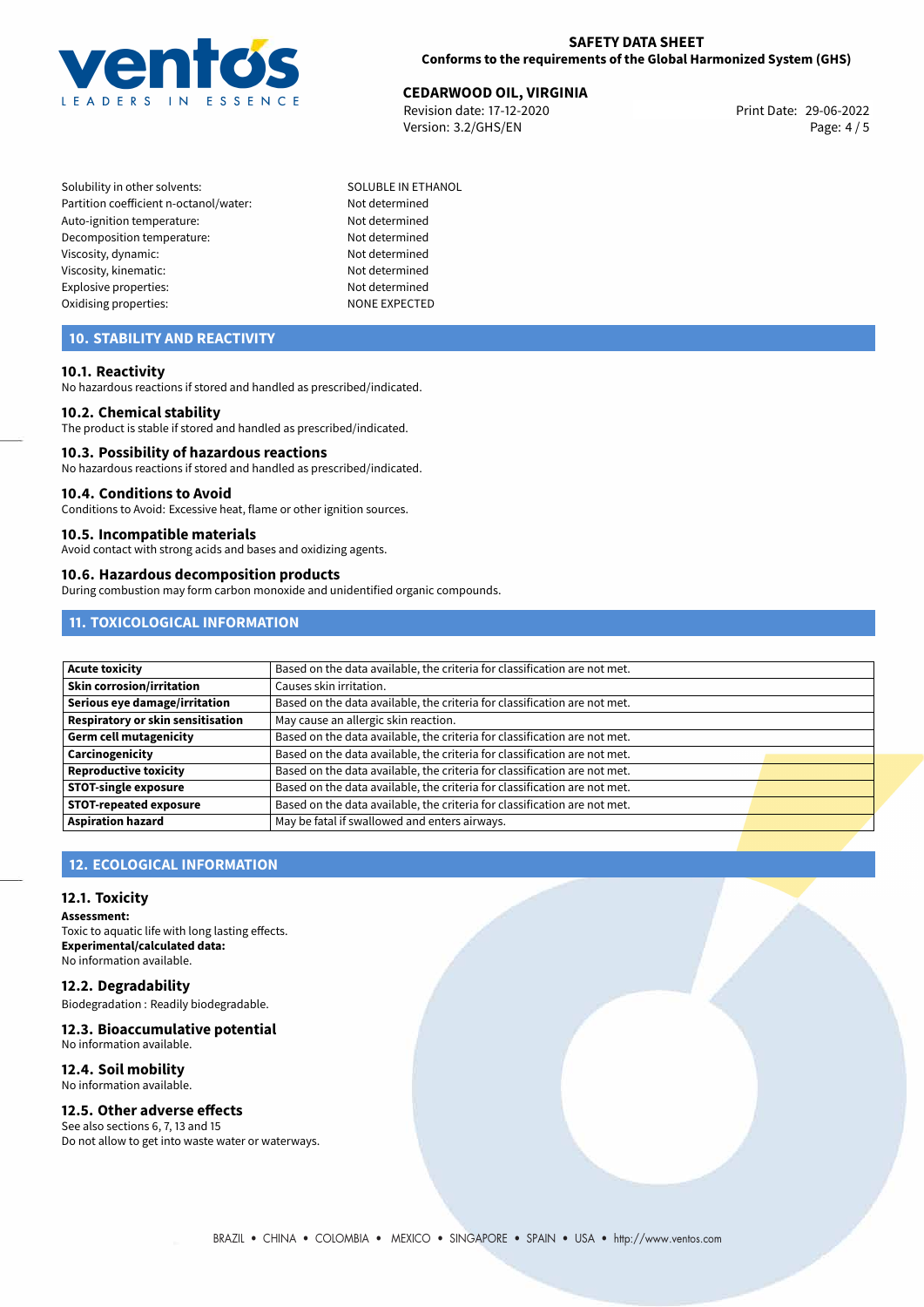| | |
|---|---|
| Solubility in other solvents: | SOLUBLE IN ETHANOL |
| Partition coefficient n-octanol/water: | Not determined |
| Auto-ignition temperature: | Not determined |
| Decomposition temperature: | Not determined |
| Viscosity, dynamic: | Not determined |
| Viscosity, kinematic: | Not determined |
| Explosive properties: | Not determined |
| Oxidising properties: | NONE EXPECTED |

## 10. STABILITY AND REACTIVITY

### 10.1. Reactivity

No hazardous reactions if stored and handled as prescribed/indicated.

### 10.2. Chemical stability

The product is stable if stored and handled as prescribed/indicated.

### 10.3. Possibility of hazardous reactions

No hazardous reactions if stored and handled as prescribed/indicated.

### 10.4. Conditions to Avoid

Conditions to Avoid: Excessive heat, flame or other ignition sources.

### 10.5. Incompatible materials

Avoid contact with strong acids and bases and oxidizing agents.

### 10.6. Hazardous decomposition products

During combustion may form carbon monoxide and unidentified organic compounds.

## 11. TOXICOLOGICAL INFORMATION

| | |
|---|---|
| **Acute toxicity** | Based on the data available, the criteria for classification are not met. |
| **Skin corrosion/irritation** | Causes skin irritation. |
| **Serious eye damage/irritation** | Based on the data available, the criteria for classification are not met. |
| **Respiratory or skin sensitisation** | May cause an allergic skin reaction. |
| **Germ cell mutagenicity** | Based on the data available, the criteria for classification are not met. |
| **Carcinogenicity** | Based on the data available, the criteria for classification are not met. |
| **Reproductive toxicity** | Based on the data available, the criteria for classification are not met. |
| **STOT-single exposure** | Based on the data available, the criteria for classification are not met. |
| **STOT-repeated exposure** | Based on the data available, the criteria for classification are not met. |
| **Aspiration hazard** | May be fatal if swallowed and enters airways. |

## 12. ECOLOGICAL INFORMATION

### 12.1. Toxicity

**Assessment:**
Toxic to aquatic life with long lasting effects.
**Experimental/calculated data:**
No information available.

### 12.2. Degradability

Biodegradation : Readily biodegradable.

### 12.3. Bioaccumulative potential

No information available.

### 12.4. Soil mobility

No information available.

### 12.5. Other adverse effects

See also sections 6, 7, 13 and 15
Do not allow to get into waste water or waterways.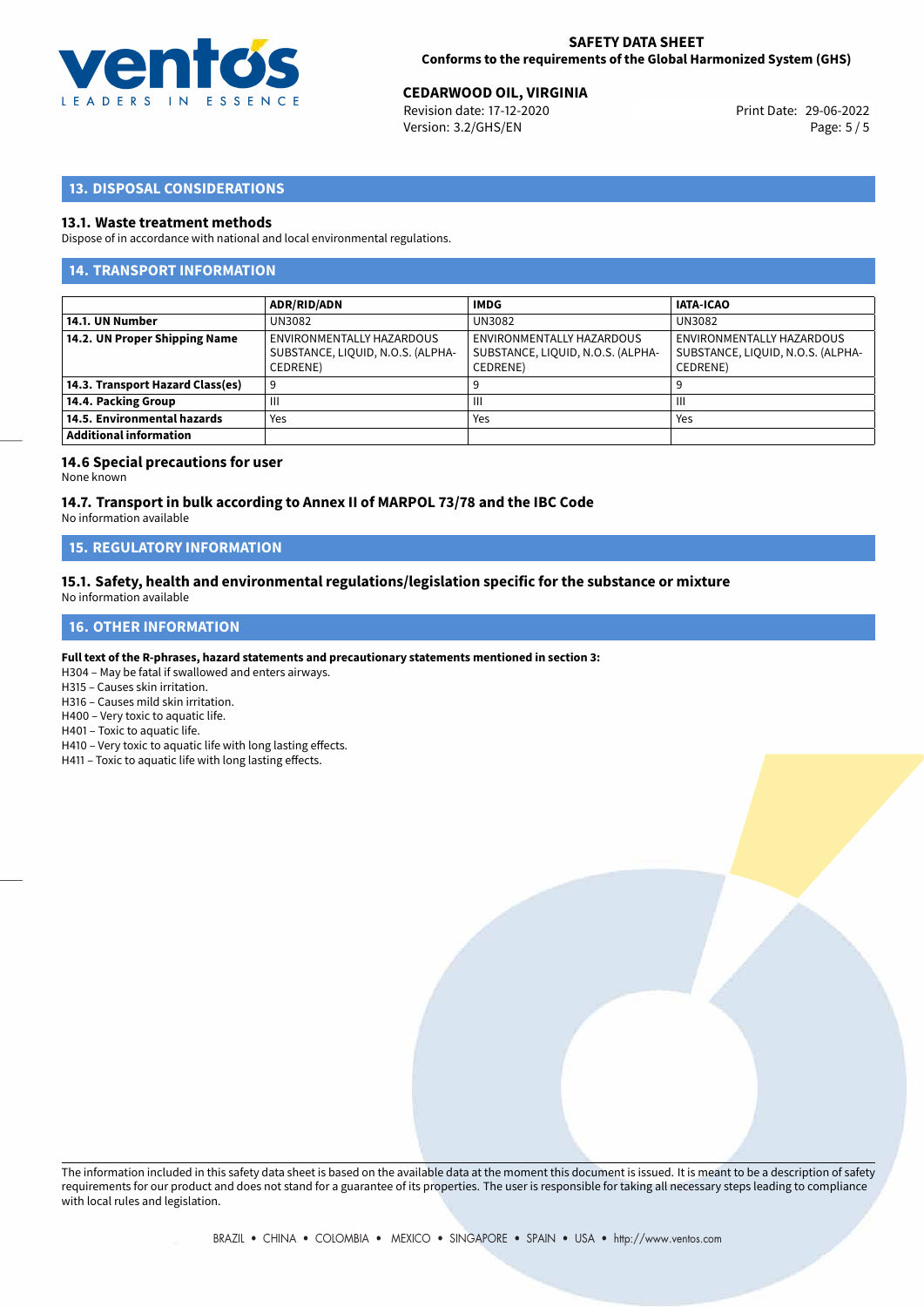## 13. DISPOSAL CONSIDERATIONS

### 13.1. Waste treatment methods

Dispose of in accordance with national and local environmental regulations.

## 14. TRANSPORT INFORMATION

| | ADR/RID/ADN | IMDG | IATA-ICAO |
|---|---|---|---|
| **14.1. UN Number** | UN3082 | UN3082 | UN3082 |
| **14.2. UN Proper Shipping Name** | ENVIRONMENTALLY HAZARDOUS SUBSTANCE, LIQUID, N.O.S. (ALPHA-CEDRENE) | ENVIRONMENTALLY HAZARDOUS SUBSTANCE, LIQUID, N.O.S. (ALPHA-CEDRENE) | ENVIRONMENTALLY HAZARDOUS SUBSTANCE, LIQUID, N.O.S. (ALPHA-CEDRENE) |
| **14.3. Transport Hazard Class(es)** | 9 | 9 | 9 |
| **14.4. Packing Group** | III | III | III |
| **14.5. Environmental hazards** | Yes | Yes | Yes |
| **Additional information** | | | |

### 14.6 Special precautions for user

None known

### 14.7. Transport in bulk according to Annex II of MARPOL 73/78 and the IBC Code

No information available

## 15. REGULATORY INFORMATION

### 15.1. Safety, health and environmental regulations/legislation specific for the substance or mixture

No information available

## 16. OTHER INFORMATION

**Full text of the R-phrases, hazard statements and precautionary statements mentioned in section 3:**

H304 – May be fatal if swallowed and enters airways.
H315 – Causes skin irritation.
H316 – Causes mild skin irritation.
H400 – Very toxic to aquatic life.
H401 – Toxic to aquatic life.
H410 – Very toxic to aquatic life with long lasting effects.
H411 – Toxic to aquatic life with long lasting effects.

The information included in this safety data sheet is based on the available data at the moment this document is issued. It is meant to be a description of safety requirements for our product and does not stand for a guarantee of its properties. The user is responsible for taking all necessary steps leading to compliance with local rules and legislation.